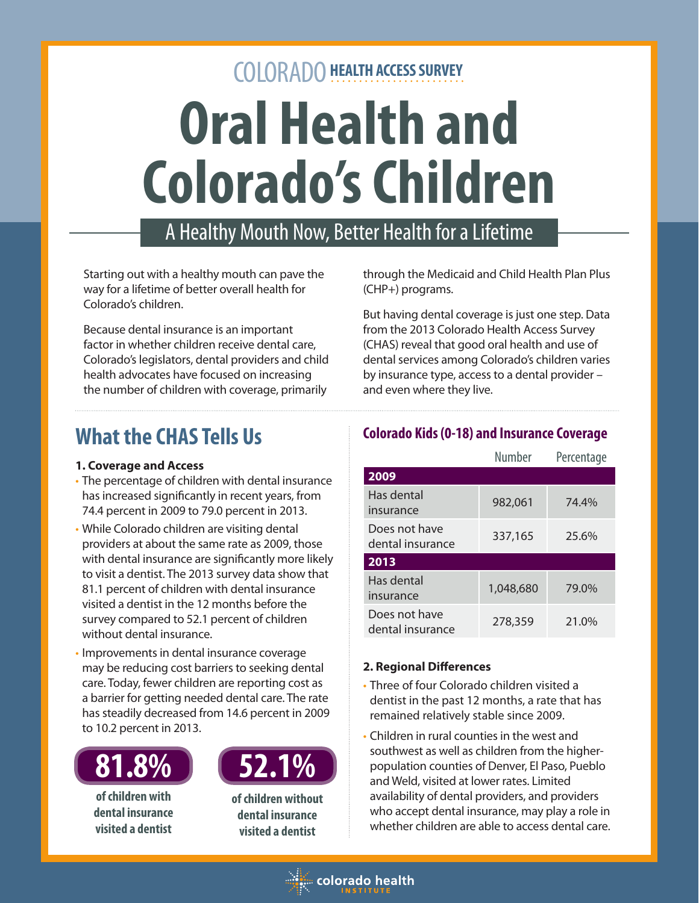COLORADO **HEALTH ACCESS SURVEY**

# Oral Health and Colorado's Children

## A Healthy Mouth Now, Better Health for a Lifetime

Starting out with a healthy mouth can pave the way for a lifetime of better overall health for Colorado's children.

Because dental insurance is an important factor in whether children receive dental care, Colorado's legislators, dental providers and child health advocates have focused on increasing the number of children with coverage, primarily through the Medicaid and Child Health Plan Plus (CHP+) programs.

But having dental coverage is just one step. Data from the 2013 Colorado Health Access Survey (CHAS) reveal that good oral health and use of dental services among Colorado's children varies by insurance type, access to a dental provider – and even where they live.

## What the CHAS Tells Us

**1. Coverage and Access**

- The percentage of children with dental insurance has increased significantly in recent years, from 74.4 percent in 2009 to 79.0 percent in 2013.
- While Colorado children are visiting dental providers at about the same rate as 2009, those with dental insurance are significantly more likely to visit a dentist. The 2013 survey data show that 81.1 percent of children with dental insurance visited a dentist in the 12 months before the survey compared to 52.1 percent of children without dental insurance.
- Improvements in dental insurance coverage may be reducing cost barriers to seeking dental care. Today, fewer children are reporting cost as a barrier for getting needed dental care. The rate has steadily decreased from 14.6 percent in 2009 to 10.2 percent in 2013.

**81.8%** of children with dental insurance visited a dentist

**52.1%** of children without dental insurance visited a dentist

### Colorado Kids (0-18) and Insurance Coverage

| | Number | Percentage |
|---|---|---|
| **2009** | | |
| Has dental insurance | 982,061 | 74.4% |
| Does not have dental insurance | 337,165 | 25.6% |
| **2013** | | |
| Has dental insurance | 1,048,680 | 79.0% |
| Does not have dental insurance | 278,359 | 21.0% |

**2. Regional Differences**

- Three of four Colorado children visited a dentist in the past 12 months, a rate that has remained relatively stable since 2009.
- Children in rural counties in the west and southwest as well as children from the higher-population counties of Denver, El Paso, Pueblo and Weld, visited at lower rates. Limited availability of dental providers, and providers who accept dental insurance, may play a role in whether children are able to access dental care.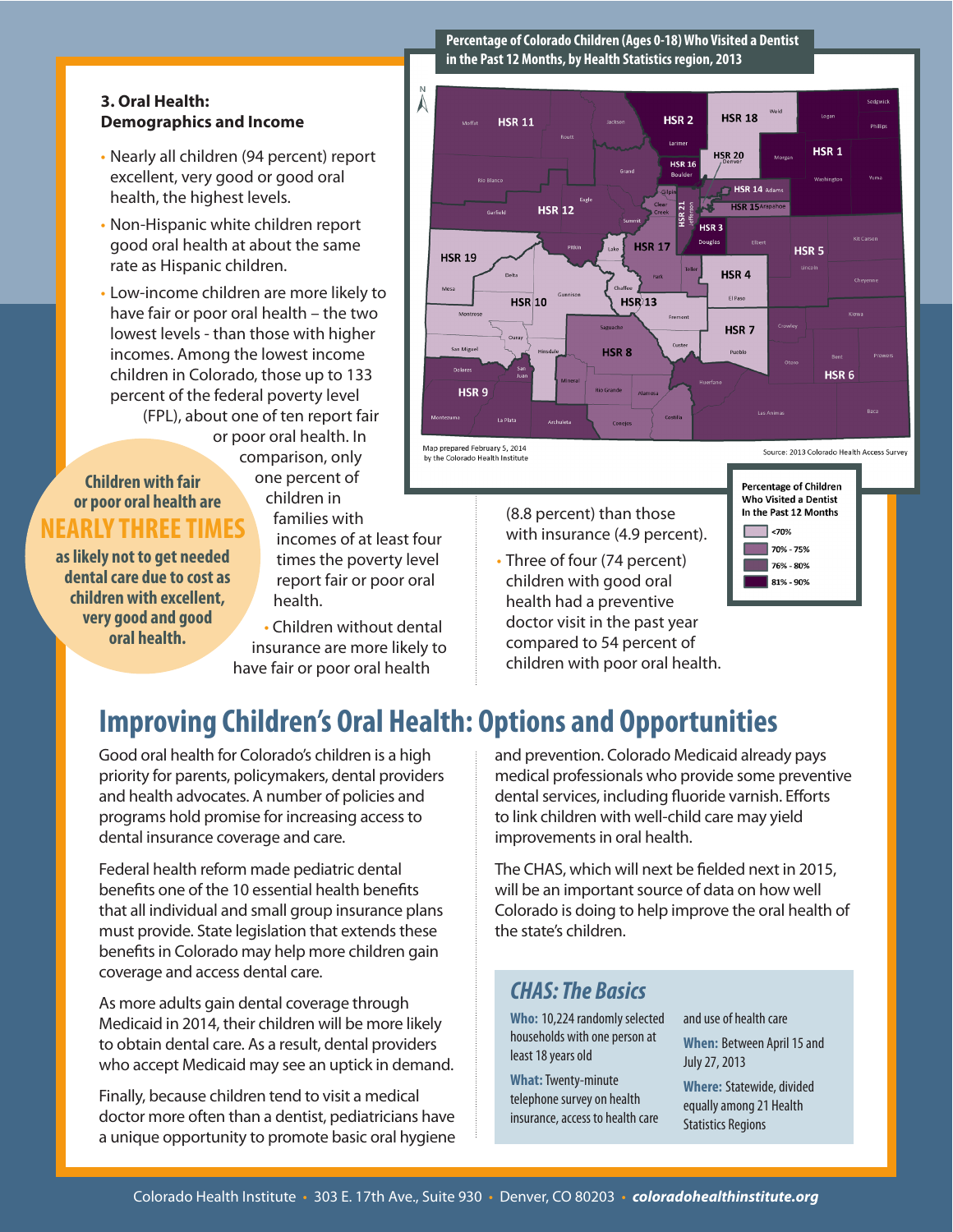### 3. Oral Health: Demographics and Income

- Nearly all children (94 percent) report excellent, very good or good oral health, the highest levels.
- Non-Hispanic white children report good oral health at about the same rate as Hispanic children.
- Low-income children are more likely to have fair or poor oral health – the two lowest levels - than those with higher incomes. Among the lowest income children in Colorado, those up to 133 percent of the federal poverty level (FPL), about one of ten report fair or poor oral health. In comparison, only one percent of children in families with incomes of at least four times the poverty level report fair or poor oral health.
- Children without dental insurance are more likely to have fair or poor oral health (8.8 percent) than those with insurance (4.9 percent).
- Three of four (74 percent) children with good oral health had a preventive doctor visit in the past year compared to 54 percent of children with poor oral health.

**Children with fair or poor oral health are NEARLY THREE TIMES as likely not to get needed dental care due to cost as children with excellent, very good and good oral health.**

**Percentage of Colorado Children (Ages 0-18) Who Visited a Dentist in the Past 12 Months, by Health Statistics region, 2013**

HSR 11, HSR 2, HSR 18, HSR 1, HSR 16, HSR 20, HSR 12, HSR 14, HSR 15, HSR 21, HSR 3, HSR 19, HSR 17, HSR 5, HSR 4, HSR 10, HSR 13, HSR 7, HSR 8, HSR 9, HSR 6

Percentage of Children Who Visited a Dentist In the Past 12 Months
<70%
70% - 75%
76% - 80%
81% - 90%

Map prepared February 5, 2014 by the Colorado Health Institute

Source: 2013 Colorado Health Access Survey

## Improving Children's Oral Health: Options and Opportunities

Good oral health for Colorado's children is a high priority for parents, policymakers, dental providers and health advocates. A number of policies and programs hold promise for increasing access to dental insurance coverage and care.

Federal health reform made pediatric dental benefits one of the 10 essential health benefits that all individual and small group insurance plans must provide. State legislation that extends these benefits in Colorado may help more children gain coverage and access dental care.

As more adults gain dental coverage through Medicaid in 2014, their children will be more likely to obtain dental care. As a result, dental providers who accept Medicaid may see an uptick in demand.

Finally, because children tend to visit a medical doctor more often than a dentist, pediatricians have a unique opportunity to promote basic oral hygiene and prevention. Colorado Medicaid already pays medical professionals who provide some preventive dental services, including fluoride varnish. Efforts to link children with well-child care may yield improvements in oral health.

The CHAS, which will next be fielded next in 2015, will be an important source of data on how well Colorado is doing to help improve the oral health of the state's children.

### *CHAS: The Basics*

**Who:** 10,224 randomly selected households with one person at least 18 years old

**What:** Twenty-minute telephone survey on health insurance, access to health care and use of health care

**When:** Between April 15 and July 27, 2013

**Where:** Statewide, divided equally among 21 Health Statistics Regions